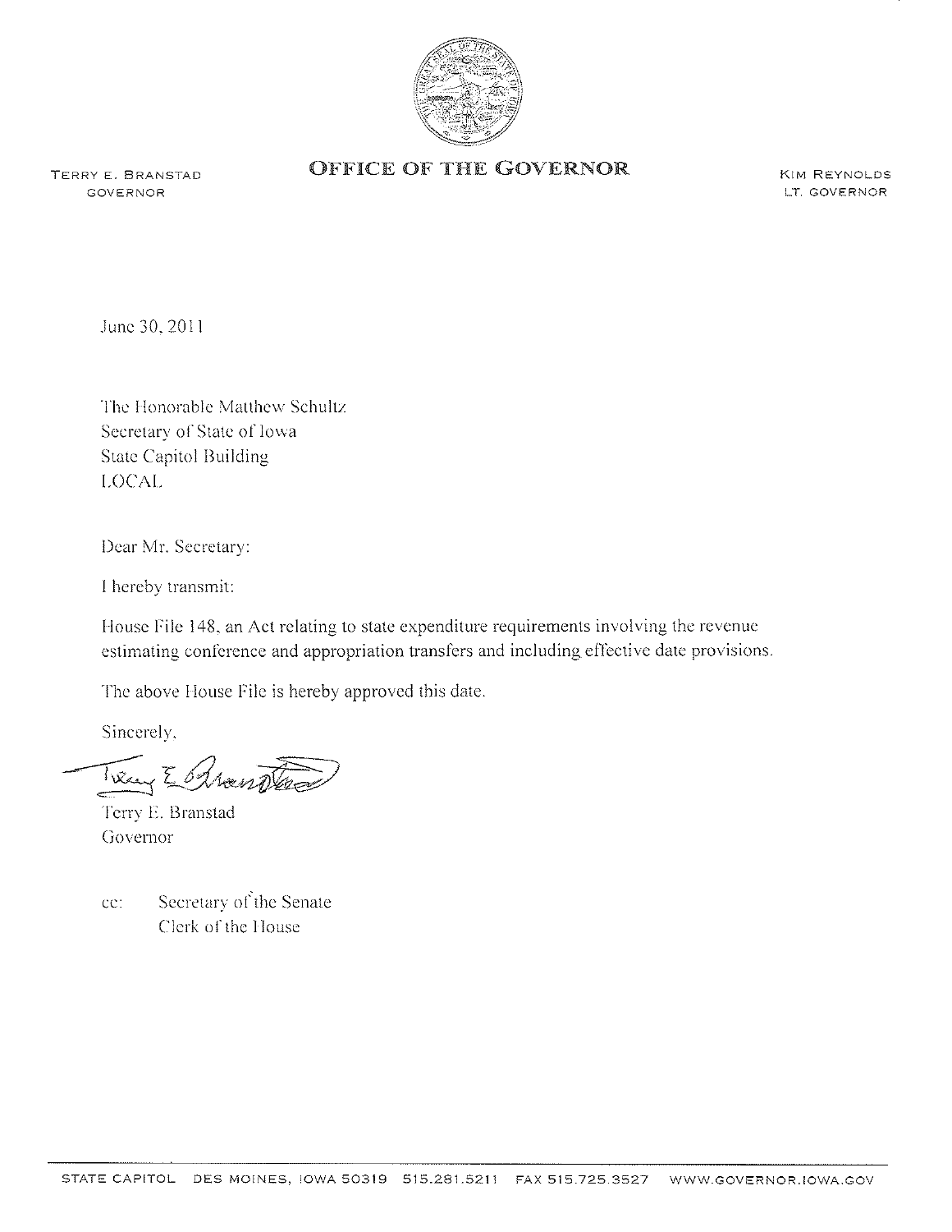# OFFICE OF THE GOVERNOR

TERRY E. BRANSTAD
GOVERNOR

KIM REYNOLDS
LT. GOVERNOR

June 30, 2011

The Honorable Matthew Schultz
Secretary of State of Iowa
State Capitol Building
LOCAL

Dear Mr. Secretary:

I hereby transmit:

House File 148, an Act relating to state expenditure requirements involving the revenue estimating conference and appropriation transfers and including effective date provisions.

The above House File is hereby approved this date.

Sincerely,

Terry E. Branstad
Governor

cc: Secretary of the Senate
Clerk of the House

STATE CAPITOL DES MOINES, IOWA 50319 515.281.5211 FAX 515.725.3527 WWW.GOVERNOR.IOWA.GOV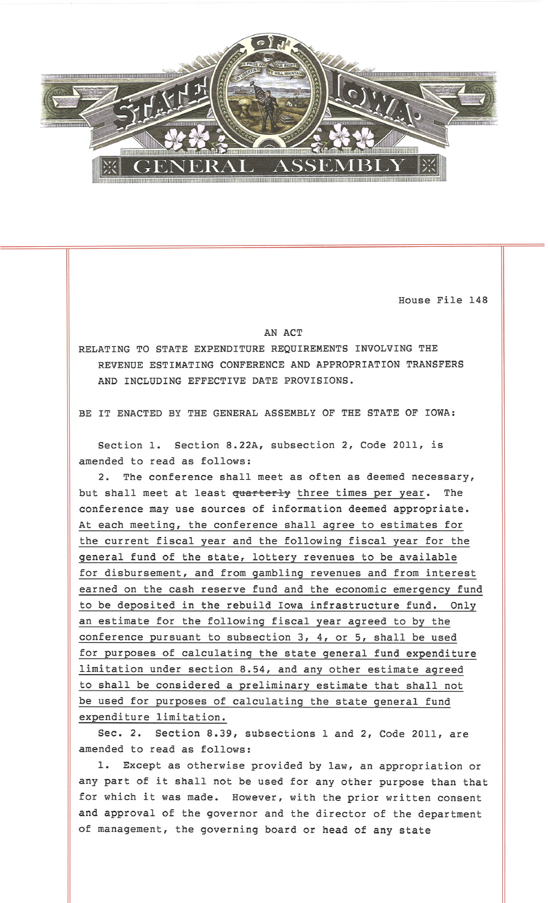STATE OF IOWA

GENERAL ASSEMBLY

House File 148

AN ACT

RELATING TO STATE EXPENDITURE REQUIREMENTS INVOLVING THE REVENUE ESTIMATING CONFERENCE AND APPROPRIATION TRANSFERS AND INCLUDING EFFECTIVE DATE PROVISIONS.

BE IT ENACTED BY THE GENERAL ASSEMBLY OF THE STATE OF IOWA:

Section 1. Section 8.22A, subsection 2, Code 2011, is amended to read as follows:

2. The conference shall meet as often as deemed necessary, but shall meet at least ~~quarterly~~ three times per year. The conference may use sources of information deemed appropriate. At each meeting, the conference shall agree to estimates for the current fiscal year and the following fiscal year for the general fund of the state, lottery revenues to be available for disbursement, and from gambling revenues and from interest earned on the cash reserve fund and the economic emergency fund to be deposited in the rebuild Iowa infrastructure fund. Only an estimate for the following fiscal year agreed to by the conference pursuant to subsection 3, 4, or 5, shall be used for purposes of calculating the state general fund expenditure limitation under section 8.54, and any other estimate agreed to shall be considered a preliminary estimate that shall not be used for purposes of calculating the state general fund expenditure limitation.

Sec. 2. Section 8.39, subsections 1 and 2, Code 2011, are amended to read as follows:

1. Except as otherwise provided by law, an appropriation or any part of it shall not be used for any other purpose than that for which it was made. However, with the prior written consent and approval of the governor and the director of the department of management, the governing board or head of any state